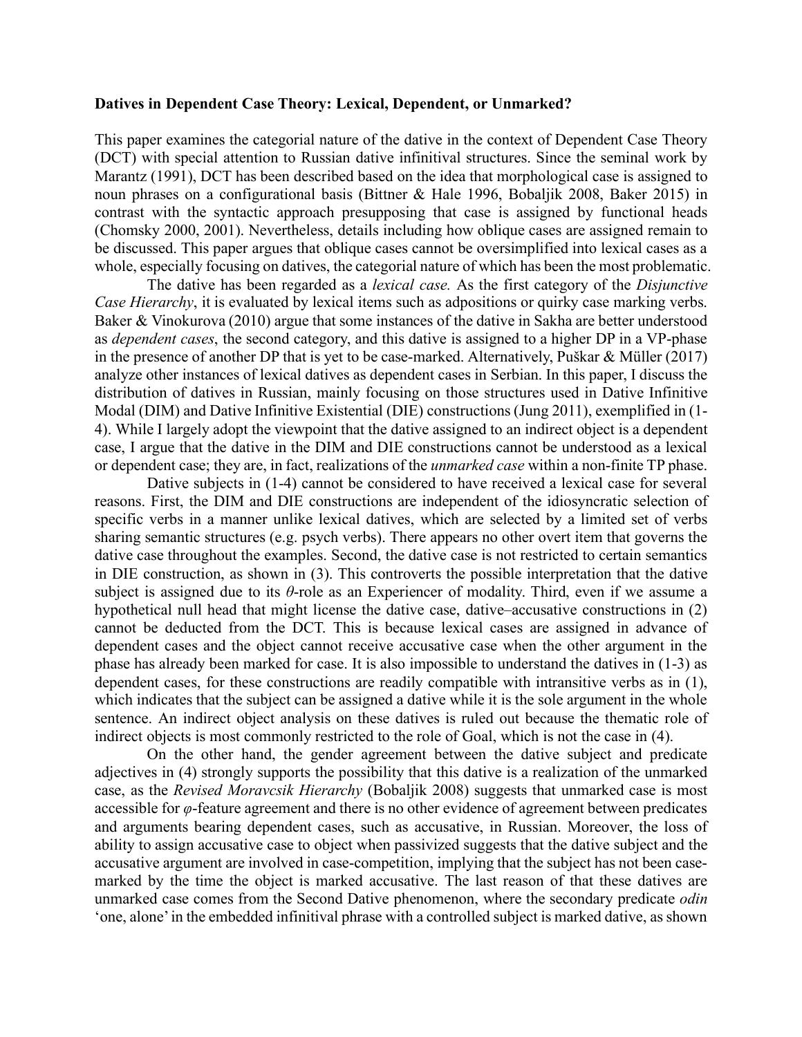**Datives in Dependent Case Theory: Lexical, Dependent, or Unmarked?**

This paper examines the categorial nature of the dative in the context of Dependent Case Theory (DCT) with special attention to Russian dative infinitival structures. Since the seminal work by Marantz (1991), DCT has been described based on the idea that morphological case is assigned to noun phrases on a configurational basis (Bittner & Hale 1996, Bobaljik 2008, Baker 2015) in contrast with the syntactic approach presupposing that case is assigned by functional heads (Chomsky 2000, 2001). Nevertheless, details including how oblique cases are assigned remain to be discussed. This paper argues that oblique cases cannot be oversimplified into lexical cases as a whole, especially focusing on datives, the categorial nature of which has been the most problematic.

The dative has been regarded as a *lexical case.* As the first category of the *Disjunctive Case Hierarchy*, it is evaluated by lexical items such as adpositions or quirky case marking verbs. Baker & Vinokurova (2010) argue that some instances of the dative in Sakha are better understood as *dependent cases*, the second category, and this dative is assigned to a higher DP in a VP-phase in the presence of another DP that is yet to be case-marked. Alternatively, Puškar & Müller (2017) analyze other instances of lexical datives as dependent cases in Serbian. In this paper, I discuss the distribution of datives in Russian, mainly focusing on those structures used in Dative Infinitive Modal (DIM) and Dative Infinitive Existential (DIE) constructions (Jung 2011), exemplified in (1-4). While I largely adopt the viewpoint that the dative assigned to an indirect object is a dependent case, I argue that the dative in the DIM and DIE constructions cannot be understood as a lexical or dependent case; they are, in fact, realizations of the *unmarked case* within a non-finite TP phase.

Dative subjects in (1-4) cannot be considered to have received a lexical case for several reasons. First, the DIM and DIE constructions are independent of the idiosyncratic selection of specific verbs in a manner unlike lexical datives, which are selected by a limited set of verbs sharing semantic structures (e.g. psych verbs). There appears no other overt item that governs the dative case throughout the examples. Second, the dative case is not restricted to certain semantics in DIE construction, as shown in (3). This controverts the possible interpretation that the dative subject is assigned due to its $\theta$-role as an Experiencer of modality. Third, even if we assume a hypothetical null head that might license the dative case, dative–accusative constructions in (2) cannot be deducted from the DCT. This is because lexical cases are assigned in advance of dependent cases and the object cannot receive accusative case when the other argument in the phase has already been marked for case. It is also impossible to understand the datives in (1-3) as dependent cases, for these constructions are readily compatible with intransitive verbs as in (1), which indicates that the subject can be assigned a dative while it is the sole argument in the whole sentence. An indirect object analysis on these datives is ruled out because the thematic role of indirect objects is most commonly restricted to the role of Goal, which is not the case in (4).

On the other hand, the gender agreement between the dative subject and predicate adjectives in (4) strongly supports the possibility that this dative is a realization of the unmarked case, as the *Revised Moravcsik Hierarchy* (Bobaljik 2008) suggests that unmarked case is most accessible for $\varphi$-feature agreement and there is no other evidence of agreement between predicates and arguments bearing dependent cases, such as accusative, in Russian. Moreover, the loss of ability to assign accusative case to object when passivized suggests that the dative subject and the accusative argument are involved in case-competition, implying that the subject has not been case-marked by the time the object is marked accusative. The last reason of that these datives are unmarked case comes from the Second Dative phenomenon, where the secondary predicate *odin* 'one, alone' in the embedded infinitival phrase with a controlled subject is marked dative, as shown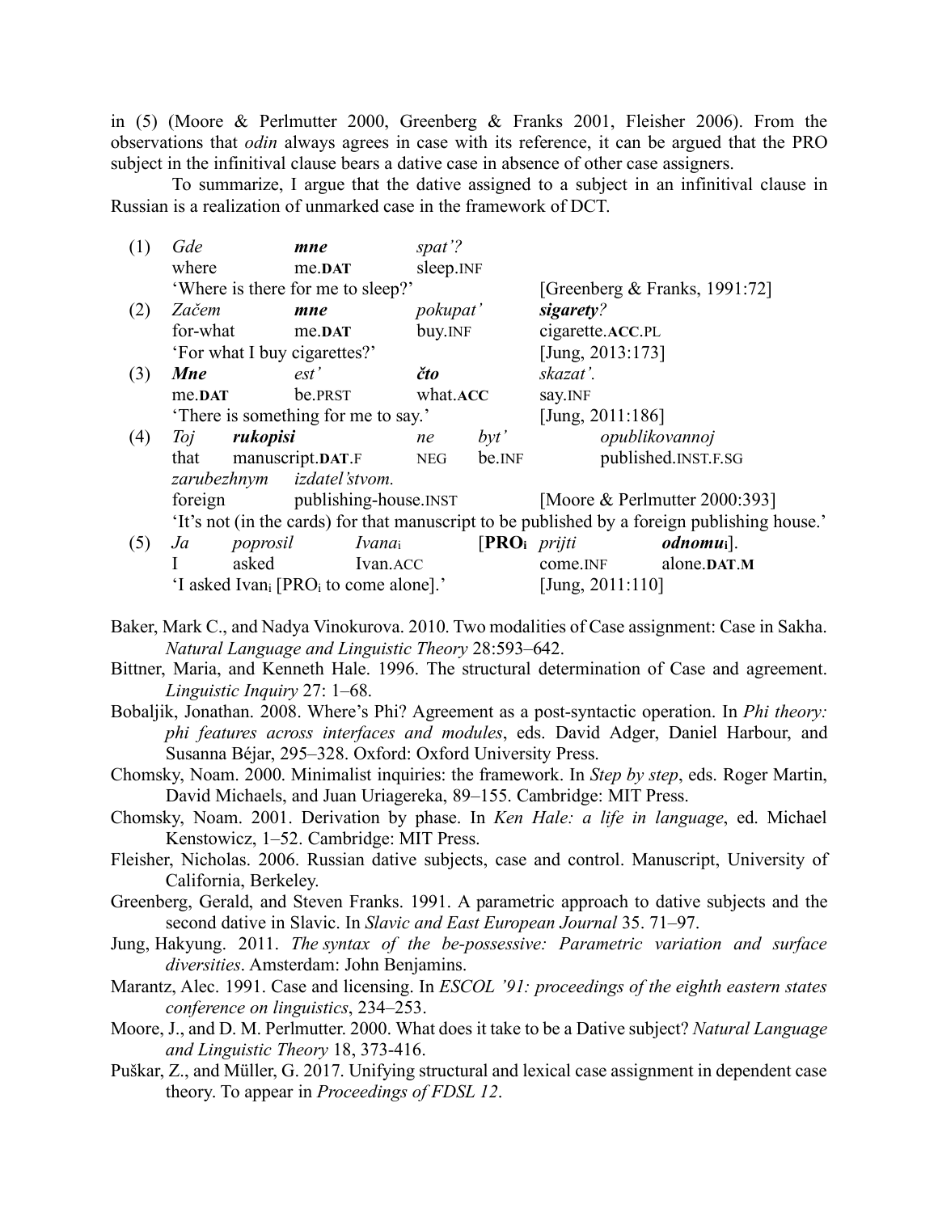in (5) (Moore & Perlmutter 2000, Greenberg & Franks 2001, Fleisher 2006). From the observations that *odin* always agrees in case with its reference, it can be argued that the PRO subject in the infinitival clause bears a dative case in absence of other case assigners.

To summarize, I argue that the dative assigned to a subject in an infinitival clause in Russian is a realization of unmarked case in the framework of DCT.

(1) *Gde* ***mne*** *spat'?*
where me.**DAT** sleep.INF
'Where is there for me to sleep?' [Greenberg & Franks, 1991:72]

(2) *Začem* ***mne*** *pokupat'* ***sigarety****?*
for-what me.**DAT** buy.INF cigarette.**ACC**.PL
'For what I buy cigarettes?' [Jung, 2013:173]

(3) ***Mne*** *est'* ***čto*** *skazat'.*
me.**DAT** be.PRST what.**ACC** say.INF
'There is something for me to say.' [Jung, 2011:186]

(4) *Toj* ***rukopisi*** *ne byt' opublikovannoj*
that manuscript.**DAT**.F NEG be.INF published.INST.F.SG
*zarubezhnym izdatel'stvom.*
foreign publishing-house.INST [Moore & Perlmutter 2000:393]
'It's not (in the cards) for that manuscript to be published by a foreign publishing house.'

(5) *Ja poprosil Ivana*$_i$ [**PRO**$_i$ *prijti* ***odnomu***$_i$].
I asked Ivan.ACC come.INF alone.**DAT**.**M**
'I asked Ivan$_i$ [PRO$_i$ to come alone].' [Jung, 2011:110]

Baker, Mark C., and Nadya Vinokurova. 2010. Two modalities of Case assignment: Case in Sakha. *Natural Language and Linguistic Theory* 28:593–642.

Bittner, Maria, and Kenneth Hale. 1996. The structural determination of Case and agreement. *Linguistic Inquiry* 27: 1–68.

Bobaljik, Jonathan. 2008. Where's Phi? Agreement as a post-syntactic operation. In *Phi theory: phi features across interfaces and modules*, eds. David Adger, Daniel Harbour, and Susanna Béjar, 295–328. Oxford: Oxford University Press.

Chomsky, Noam. 2000. Minimalist inquiries: the framework. In *Step by step*, eds. Roger Martin, David Michaels, and Juan Uriagereka, 89–155. Cambridge: MIT Press.

Chomsky, Noam. 2001. Derivation by phase. In *Ken Hale: a life in language*, ed. Michael Kenstowicz, 1–52. Cambridge: MIT Press.

Fleisher, Nicholas. 2006. Russian dative subjects, case and control. Manuscript, University of California, Berkeley.

Greenberg, Gerald, and Steven Franks. 1991. A parametric approach to dative subjects and the second dative in Slavic. In *Slavic and East European Journal* 35. 71–97.

Jung, Hakyung. 2011. *The syntax of the be-possessive: Parametric variation and surface diversities*. Amsterdam: John Benjamins.

Marantz, Alec. 1991. Case and licensing. In *ESCOL '91: proceedings of the eighth eastern states conference on linguistics*, 234–253.

Moore, J., and D. M. Perlmutter. 2000. What does it take to be a Dative subject? *Natural Language and Linguistic Theory* 18, 373-416.

Puškar, Z., and Müller, G. 2017. Unifying structural and lexical case assignment in dependent case theory. To appear in *Proceedings of FDSL 12*.